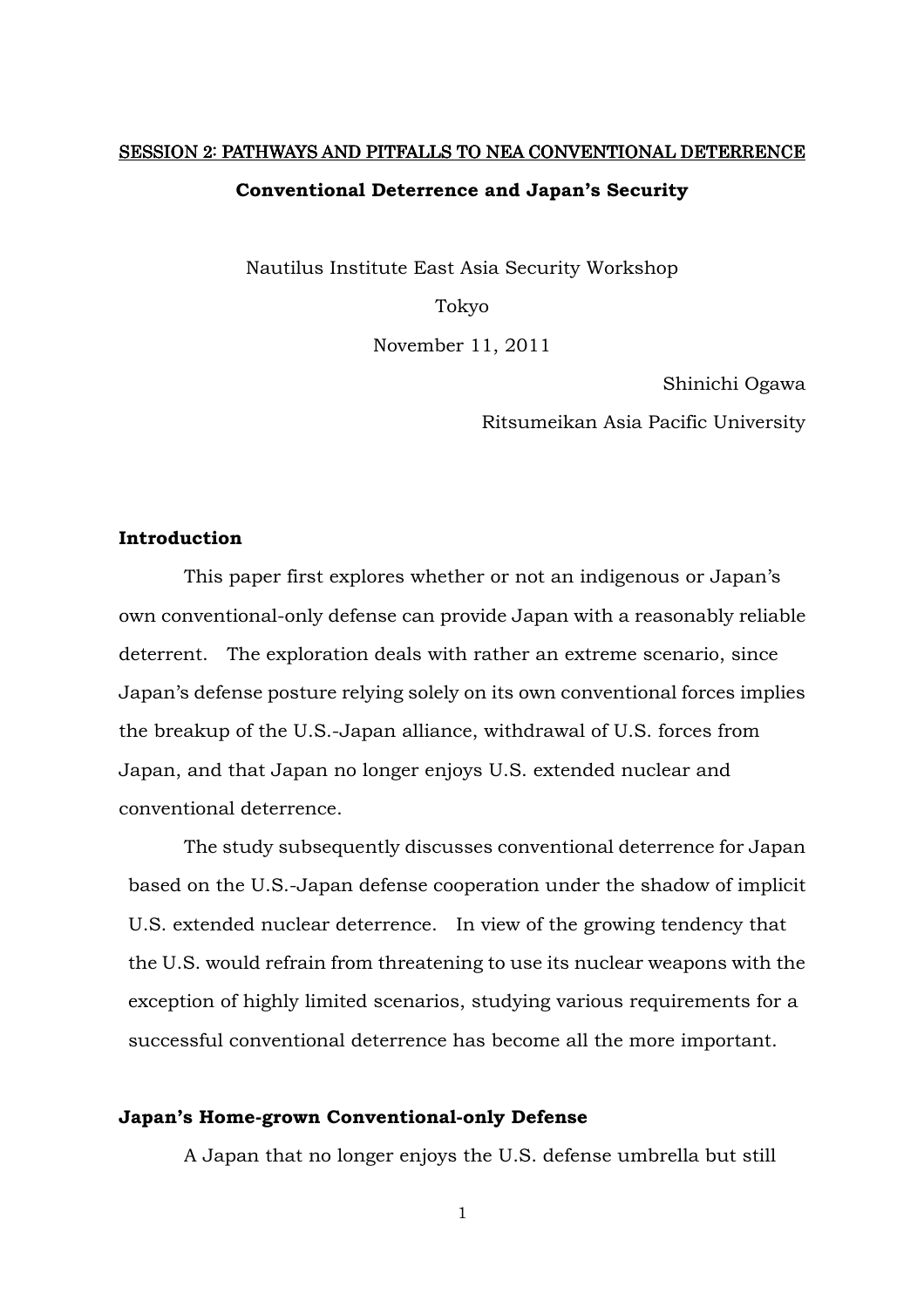SESSION 2: PATHWAYS AND PITFALLS TO NEA CONVENTIONAL DETERRENCE

# Conventional Deterrence and Japan's Security

Nautilus Institute East Asia Security Workshop

Tokyo

November 11, 2011

Shinichi Ogawa

Ritsumeikan Asia Pacific University

## Introduction

This paper first explores whether or not an indigenous or Japan's own conventional-only defense can provide Japan with a reasonably reliable deterrent. The exploration deals with rather an extreme scenario, since Japan's defense posture relying solely on its own conventional forces implies the breakup of the U.S.-Japan alliance, withdrawal of U.S. forces from Japan, and that Japan no longer enjoys U.S. extended nuclear and conventional deterrence.

The study subsequently discusses conventional deterrence for Japan based on the U.S.-Japan defense cooperation under the shadow of implicit U.S. extended nuclear deterrence. In view of the growing tendency that the U.S. would refrain from threatening to use its nuclear weapons with the exception of highly limited scenarios, studying various requirements for a successful conventional deterrence has become all the more important.

## Japan's Home-grown Conventional-only Defense

A Japan that no longer enjoys the U.S. defense umbrella but still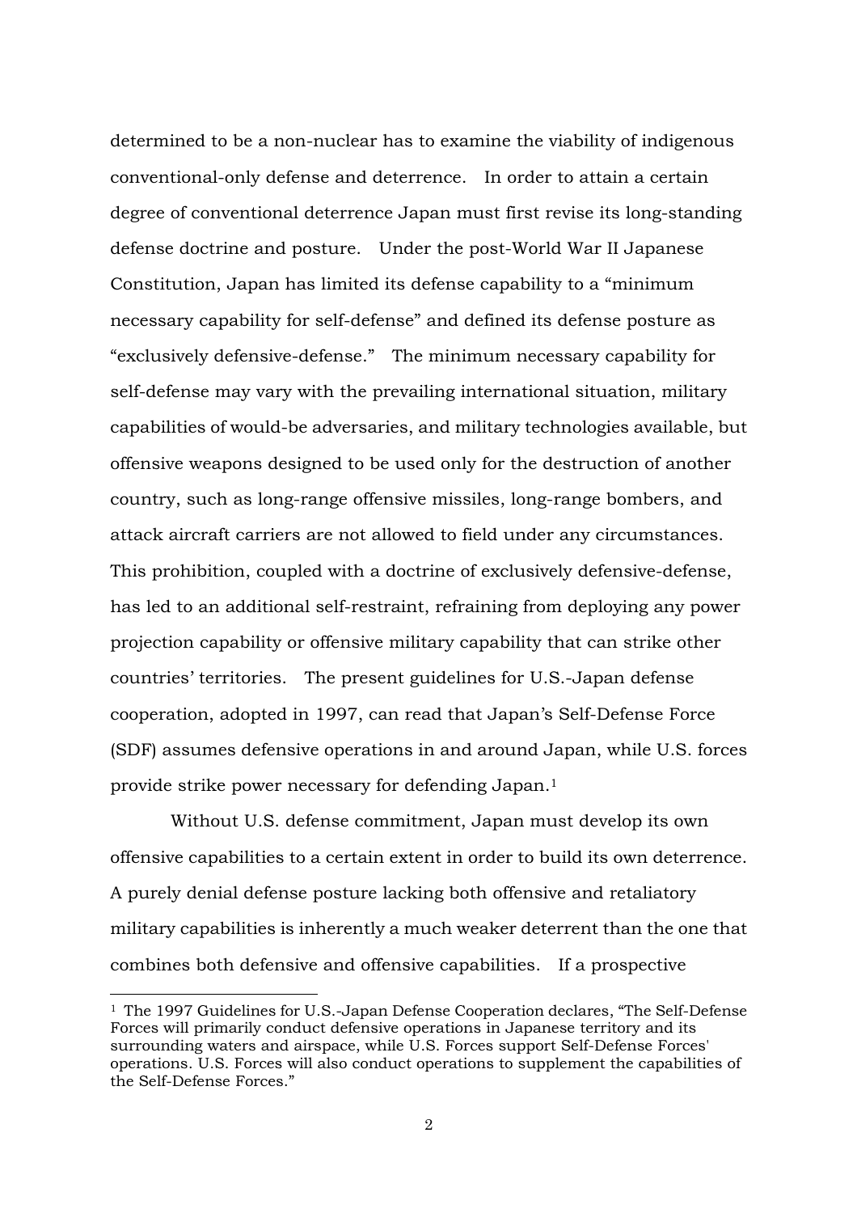determined to be a non-nuclear has to examine the viability of indigenous conventional-only defense and deterrence. In order to attain a certain degree of conventional deterrence Japan must first revise its long-standing defense doctrine and posture. Under the post-World War II Japanese Constitution, Japan has limited its defense capability to a "minimum necessary capability for self-defense" and defined its defense posture as "exclusively defensive-defense." The minimum necessary capability for self-defense may vary with the prevailing international situation, military capabilities of would-be adversaries, and military technologies available, but offensive weapons designed to be used only for the destruction of another country, such as long-range offensive missiles, long-range bombers, and attack aircraft carriers are not allowed to field under any circumstances. This prohibition, coupled with a doctrine of exclusively defensive-defense, has led to an additional self-restraint, refraining from deploying any power projection capability or offensive military capability that can strike other countries' territories. The present guidelines for U.S.-Japan defense cooperation, adopted in 1997, can read that Japan's Self-Defense Force (SDF) assumes defensive operations in and around Japan, while U.S. forces provide strike power necessary for defending Japan.[1]

Without U.S. defense commitment, Japan must develop its own offensive capabilities to a certain extent in order to build its own deterrence. A purely denial defense posture lacking both offensive and retaliatory military capabilities is inherently a much weaker deterrent than the one that combines both defensive and offensive capabilities. If a prospective

---

[1] The 1997 Guidelines for U.S.-Japan Defense Cooperation declares, "The Self-Defense Forces will primarily conduct defensive operations in Japanese territory and its surrounding waters and airspace, while U.S. Forces support Self-Defense Forces' operations. U.S. Forces will also conduct operations to supplement the capabilities of the Self-Defense Forces."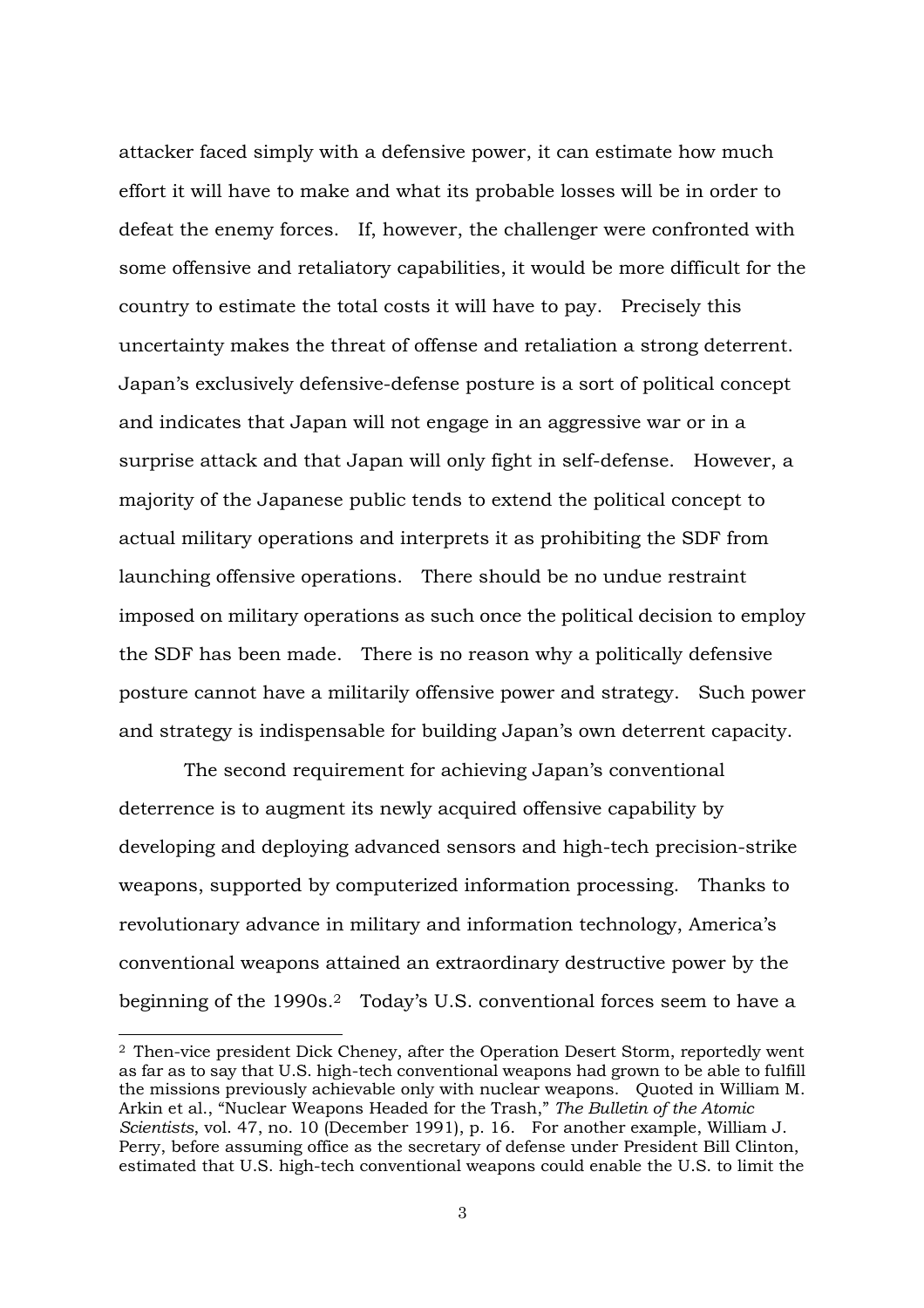attacker faced simply with a defensive power, it can estimate how much effort it will have to make and what its probable losses will be in order to defeat the enemy forces. If, however, the challenger were confronted with some offensive and retaliatory capabilities, it would be more difficult for the country to estimate the total costs it will have to pay. Precisely this uncertainty makes the threat of offense and retaliation a strong deterrent. Japan's exclusively defensive-defense posture is a sort of political concept and indicates that Japan will not engage in an aggressive war or in a surprise attack and that Japan will only fight in self-defense. However, a majority of the Japanese public tends to extend the political concept to actual military operations and interprets it as prohibiting the SDF from launching offensive operations. There should be no undue restraint imposed on military operations as such once the political decision to employ the SDF has been made. There is no reason why a politically defensive posture cannot have a militarily offensive power and strategy. Such power and strategy is indispensable for building Japan's own deterrent capacity.

The second requirement for achieving Japan's conventional deterrence is to augment its newly acquired offensive capability by developing and deploying advanced sensors and high-tech precision-strike weapons, supported by computerized information processing. Thanks to revolutionary advance in military and information technology, America's conventional weapons attained an extraordinary destructive power by the beginning of the 1990s.[2] Today's U.S. conventional forces seem to have a

---

[2] Then-vice president Dick Cheney, after the Operation Desert Storm, reportedly went as far as to say that U.S. high-tech conventional weapons had grown to be able to fulfill the missions previously achievable only with nuclear weapons. Quoted in William M. Arkin et al., "Nuclear Weapons Headed for the Trash," *The Bulletin of the Atomic Scientists*, vol. 47, no. 10 (December 1991), p. 16. For another example, William J. Perry, before assuming office as the secretary of defense under President Bill Clinton, estimated that U.S. high-tech conventional weapons could enable the U.S. to limit the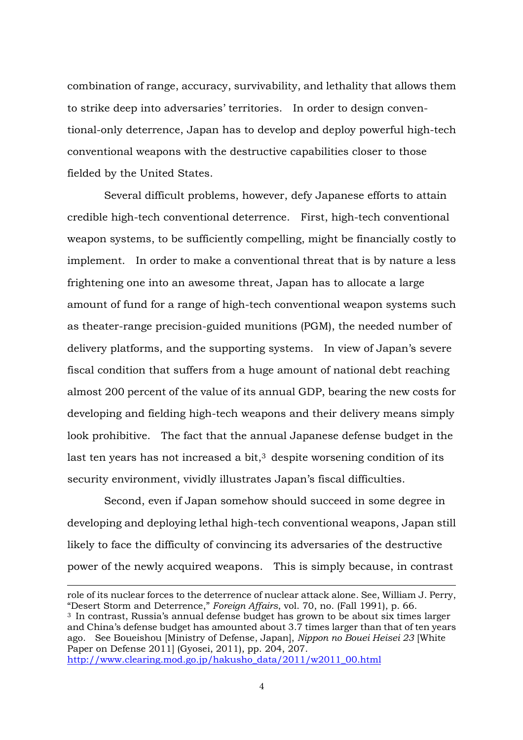combination of range, accuracy, survivability, and lethality that allows them to strike deep into adversaries' territories. In order to design conventional-only deterrence, Japan has to develop and deploy powerful high-tech conventional weapons with the destructive capabilities closer to those fielded by the United States.

Several difficult problems, however, defy Japanese efforts to attain credible high-tech conventional deterrence. First, high-tech conventional weapon systems, to be sufficiently compelling, might be financially costly to implement. In order to make a conventional threat that is by nature a less frightening one into an awesome threat, Japan has to allocate a large amount of fund for a range of high-tech conventional weapon systems such as theater-range precision-guided munitions (PGM), the needed number of delivery platforms, and the supporting systems. In view of Japan's severe fiscal condition that suffers from a huge amount of national debt reaching almost 200 percent of the value of its annual GDP, bearing the new costs for developing and fielding high-tech weapons and their delivery means simply look prohibitive. The fact that the annual Japanese defense budget in the last ten years has not increased a bit,[3] despite worsening condition of its security environment, vividly illustrates Japan's fiscal difficulties.

Second, even if Japan somehow should succeed in some degree in developing and deploying lethal high-tech conventional weapons, Japan still likely to face the difficulty of convincing its adversaries of the destructive power of the newly acquired weapons. This is simply because, in contrast

---

role of its nuclear forces to the deterrence of nuclear attack alone. See, William J. Perry, "Desert Storm and Deterrence," *Foreign Affairs*, vol. 70, no. (Fall 1991), p. 66.

[3] In contrast, Russia's annual defense budget has grown to be about six times larger and China's defense budget has amounted about 3.7 times larger than that of ten years ago. See Boueishou [Ministry of Defense, Japan], *Nippon no Bouei Heisei 23* [White Paper on Defense 2011] (Gyosei, 2011), pp. 204, 207. http://www.clearing.mod.go.jp/hakusho_data/2011/w2011_00.html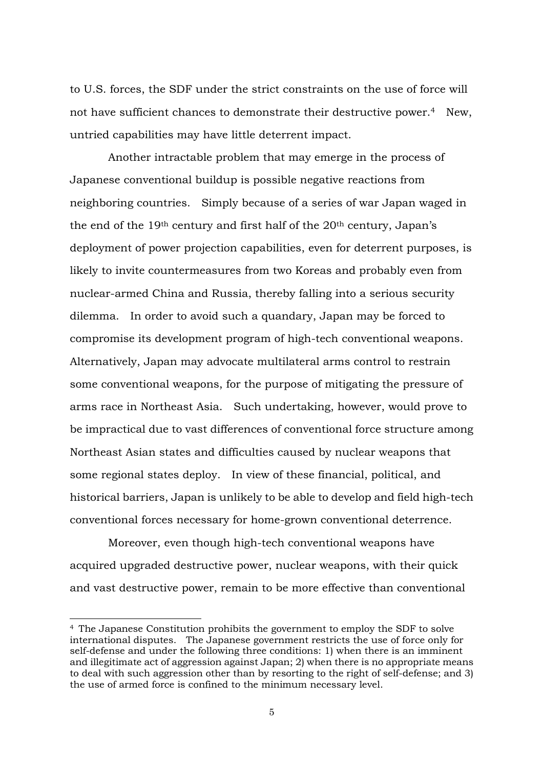to U.S. forces, the SDF under the strict constraints on the use of force will not have sufficient chances to demonstrate their destructive power.[4] New, untried capabilities may have little deterrent impact.

Another intractable problem that may emerge in the process of Japanese conventional buildup is possible negative reactions from neighboring countries. Simply because of a series of war Japan waged in the end of the 19th century and first half of the 20th century, Japan's deployment of power projection capabilities, even for deterrent purposes, is likely to invite countermeasures from two Koreas and probably even from nuclear-armed China and Russia, thereby falling into a serious security dilemma. In order to avoid such a quandary, Japan may be forced to compromise its development program of high-tech conventional weapons. Alternatively, Japan may advocate multilateral arms control to restrain some conventional weapons, for the purpose of mitigating the pressure of arms race in Northeast Asia. Such undertaking, however, would prove to be impractical due to vast differences of conventional force structure among Northeast Asian states and difficulties caused by nuclear weapons that some regional states deploy. In view of these financial, political, and historical barriers, Japan is unlikely to be able to develop and field high-tech conventional forces necessary for home-grown conventional deterrence.

Moreover, even though high-tech conventional weapons have acquired upgraded destructive power, nuclear weapons, with their quick and vast destructive power, remain to be more effective than conventional

[4] The Japanese Constitution prohibits the government to employ the SDF to solve international disputes. The Japanese government restricts the use of force only for self-defense and under the following three conditions: 1) when there is an imminent and illegitimate act of aggression against Japan; 2) when there is no appropriate means to deal with such aggression other than by resorting to the right of self-defense; and 3) the use of armed force is confined to the minimum necessary level.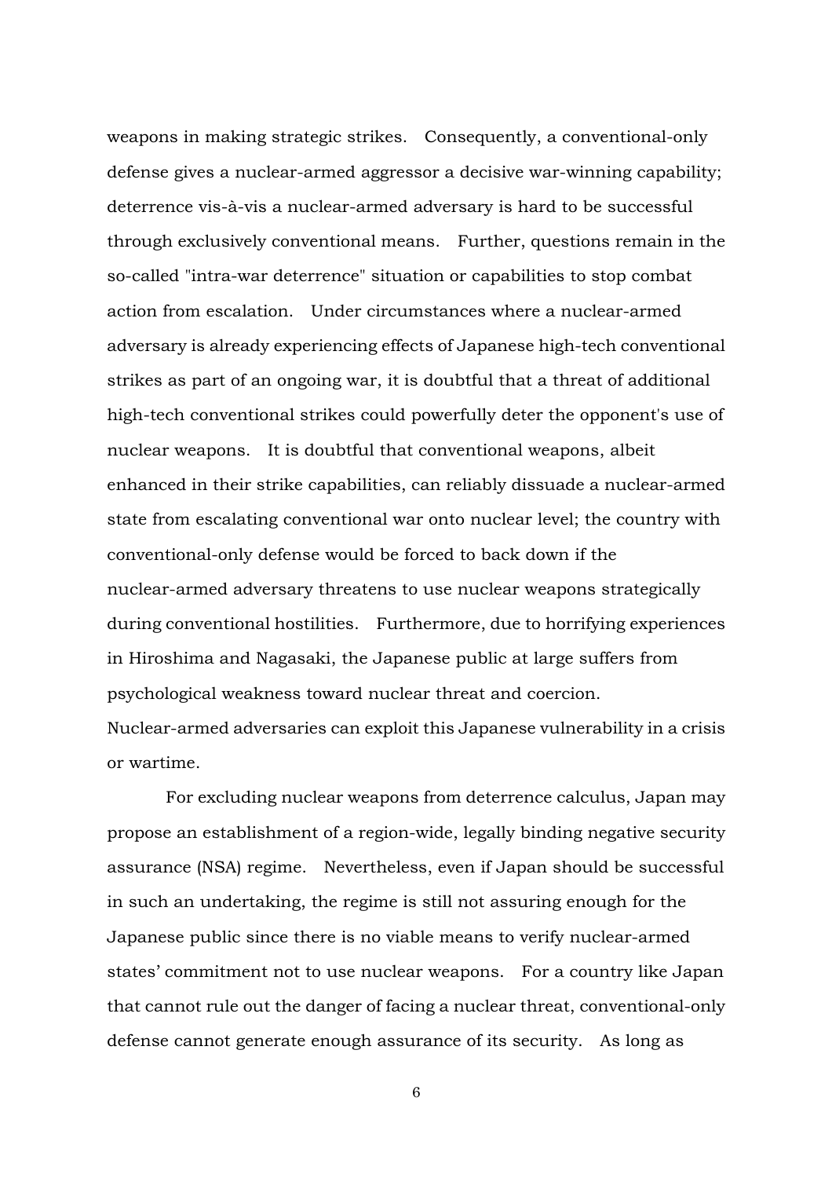weapons in making strategic strikes. Consequently, a conventional-only defense gives a nuclear-armed aggressor a decisive war-winning capability; deterrence vis-à-vis a nuclear-armed adversary is hard to be successful through exclusively conventional means. Further, questions remain in the so-called "intra-war deterrence" situation or capabilities to stop combat action from escalation. Under circumstances where a nuclear-armed adversary is already experiencing effects of Japanese high-tech conventional strikes as part of an ongoing war, it is doubtful that a threat of additional high-tech conventional strikes could powerfully deter the opponent's use of nuclear weapons. It is doubtful that conventional weapons, albeit enhanced in their strike capabilities, can reliably dissuade a nuclear-armed state from escalating conventional war onto nuclear level; the country with conventional-only defense would be forced to back down if the nuclear-armed adversary threatens to use nuclear weapons strategically during conventional hostilities. Furthermore, due to horrifying experiences in Hiroshima and Nagasaki, the Japanese public at large suffers from psychological weakness toward nuclear threat and coercion. Nuclear-armed adversaries can exploit this Japanese vulnerability in a crisis or wartime.

For excluding nuclear weapons from deterrence calculus, Japan may propose an establishment of a region-wide, legally binding negative security assurance (NSA) regime. Nevertheless, even if Japan should be successful in such an undertaking, the regime is still not assuring enough for the Japanese public since there is no viable means to verify nuclear-armed states' commitment not to use nuclear weapons. For a country like Japan that cannot rule out the danger of facing a nuclear threat, conventional-only defense cannot generate enough assurance of its security. As long as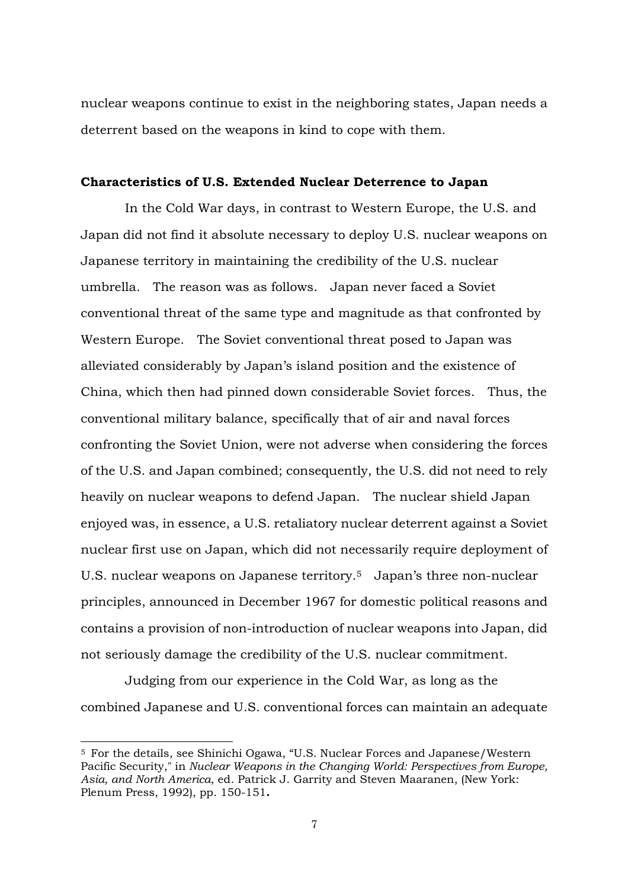nuclear weapons continue to exist in the neighboring states, Japan needs a deterrent based on the weapons in kind to cope with them.

**Characteristics of U.S. Extended Nuclear Deterrence to Japan**

In the Cold War days, in contrast to Western Europe, the U.S. and Japan did not find it absolute necessary to deploy U.S. nuclear weapons on Japanese territory in maintaining the credibility of the U.S. nuclear umbrella. The reason was as follows. Japan never faced a Soviet conventional threat of the same type and magnitude as that confronted by Western Europe. The Soviet conventional threat posed to Japan was alleviated considerably by Japan's island position and the existence of China, which then had pinned down considerable Soviet forces. Thus, the conventional military balance, specifically that of air and naval forces confronting the Soviet Union, were not adverse when considering the forces of the U.S. and Japan combined; consequently, the U.S. did not need to rely heavily on nuclear weapons to defend Japan. The nuclear shield Japan enjoyed was, in essence, a U.S. retaliatory nuclear deterrent against a Soviet nuclear first use on Japan, which did not necessarily require deployment of U.S. nuclear weapons on Japanese territory.[5] Japan's three non-nuclear principles, announced in December 1967 for domestic political reasons and contains a provision of non-introduction of nuclear weapons into Japan, did not seriously damage the credibility of the U.S. nuclear commitment.

Judging from our experience in the Cold War, as long as the combined Japanese and U.S. conventional forces can maintain an adequate

[5] For the details, see Shinichi Ogawa, "U.S. Nuclear Forces and Japanese/Western Pacific Security," in *Nuclear Weapons in the Changing World: Perspectives from Europe, Asia, and North America*, ed. Patrick J. Garrity and Steven Maaranen, (New York: Plenum Press, 1992), pp. 150-151**.**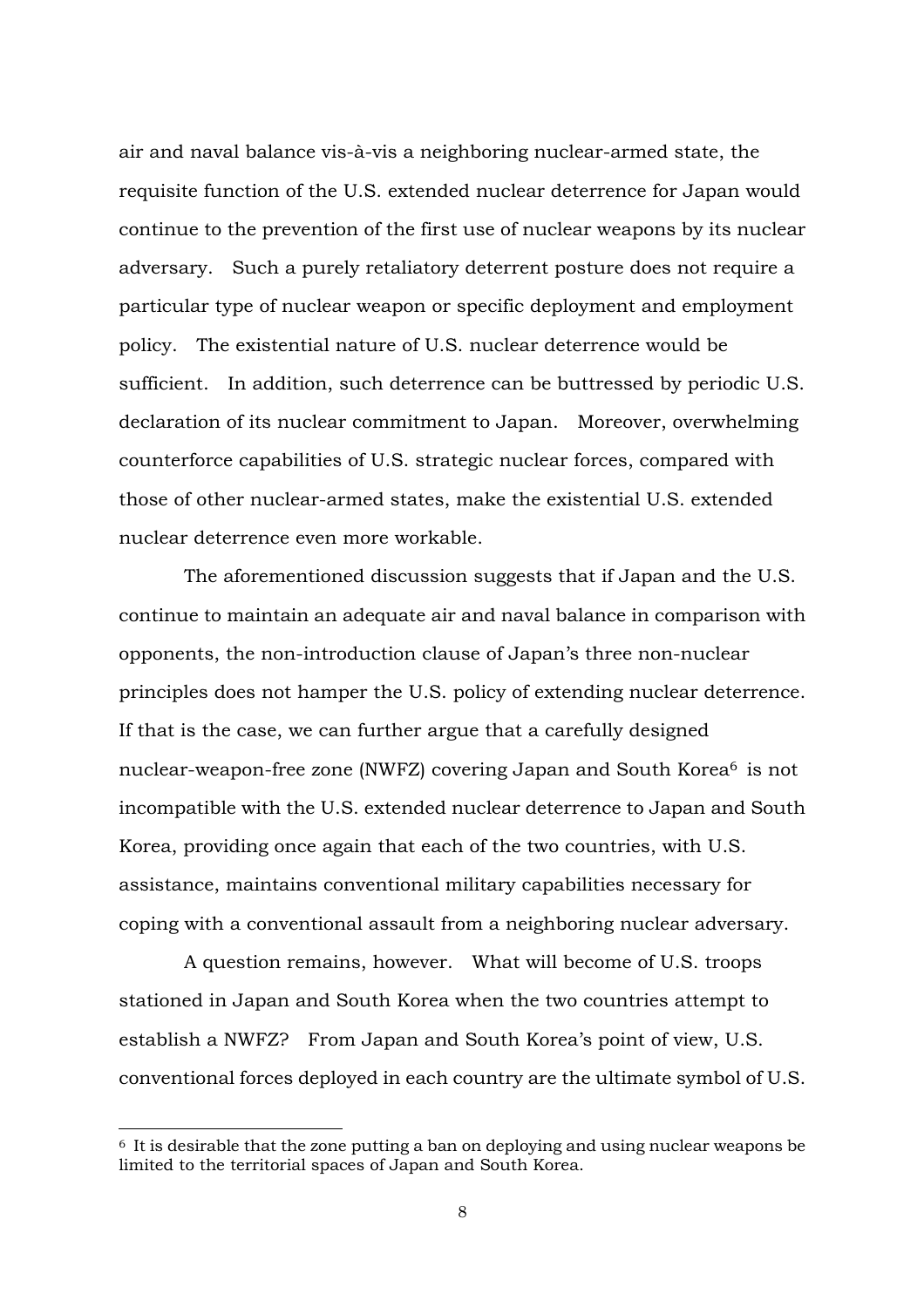air and naval balance vis-à-vis a neighboring nuclear-armed state, the requisite function of the U.S. extended nuclear deterrence for Japan would continue to the prevention of the first use of nuclear weapons by its nuclear adversary. Such a purely retaliatory deterrent posture does not require a particular type of nuclear weapon or specific deployment and employment policy. The existential nature of U.S. nuclear deterrence would be sufficient. In addition, such deterrence can be buttressed by periodic U.S. declaration of its nuclear commitment to Japan. Moreover, overwhelming counterforce capabilities of U.S. strategic nuclear forces, compared with those of other nuclear-armed states, make the existential U.S. extended nuclear deterrence even more workable.

The aforementioned discussion suggests that if Japan and the U.S. continue to maintain an adequate air and naval balance in comparison with opponents, the non-introduction clause of Japan's three non-nuclear principles does not hamper the U.S. policy of extending nuclear deterrence. If that is the case, we can further argue that a carefully designed nuclear-weapon-free zone (NWFZ) covering Japan and South Korea[6] is not incompatible with the U.S. extended nuclear deterrence to Japan and South Korea, providing once again that each of the two countries, with U.S. assistance, maintains conventional military capabilities necessary for coping with a conventional assault from a neighboring nuclear adversary.

A question remains, however. What will become of U.S. troops stationed in Japan and South Korea when the two countries attempt to establish a NWFZ? From Japan and South Korea's point of view, U.S. conventional forces deployed in each country are the ultimate symbol of U.S.

---

[6] It is desirable that the zone putting a ban on deploying and using nuclear weapons be limited to the territorial spaces of Japan and South Korea.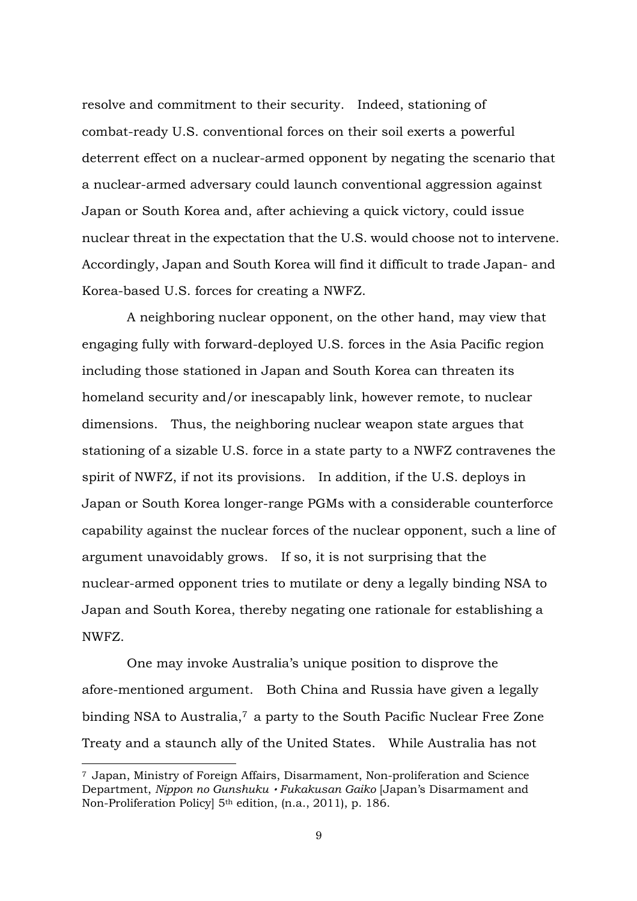resolve and commitment to their security. Indeed, stationing of combat-ready U.S. conventional forces on their soil exerts a powerful deterrent effect on a nuclear-armed opponent by negating the scenario that a nuclear-armed adversary could launch conventional aggression against Japan or South Korea and, after achieving a quick victory, could issue nuclear threat in the expectation that the U.S. would choose not to intervene. Accordingly, Japan and South Korea will find it difficult to trade Japan- and Korea-based U.S. forces for creating a NWFZ.

A neighboring nuclear opponent, on the other hand, may view that engaging fully with forward-deployed U.S. forces in the Asia Pacific region including those stationed in Japan and South Korea can threaten its homeland security and/or inescapably link, however remote, to nuclear dimensions. Thus, the neighboring nuclear weapon state argues that stationing of a sizable U.S. force in a state party to a NWFZ contravenes the spirit of NWFZ, if not its provisions. In addition, if the U.S. deploys in Japan or South Korea longer-range PGMs with a considerable counterforce capability against the nuclear forces of the nuclear opponent, such a line of argument unavoidably grows. If so, it is not surprising that the nuclear-armed opponent tries to mutilate or deny a legally binding NSA to Japan and South Korea, thereby negating one rationale for establishing a NWFZ.

One may invoke Australia's unique position to disprove the afore-mentioned argument. Both China and Russia have given a legally binding NSA to Australia,[7] a party to the South Pacific Nuclear Free Zone Treaty and a staunch ally of the United States. While Australia has not

[7] Japan, Ministry of Foreign Affairs, Disarmament, Non-proliferation and Science Department, *Nippon no Gunshuku・Fukakusan Gaiko* [Japan's Disarmament and Non-Proliferation Policy] 5th edition, (n.a., 2011), p. 186.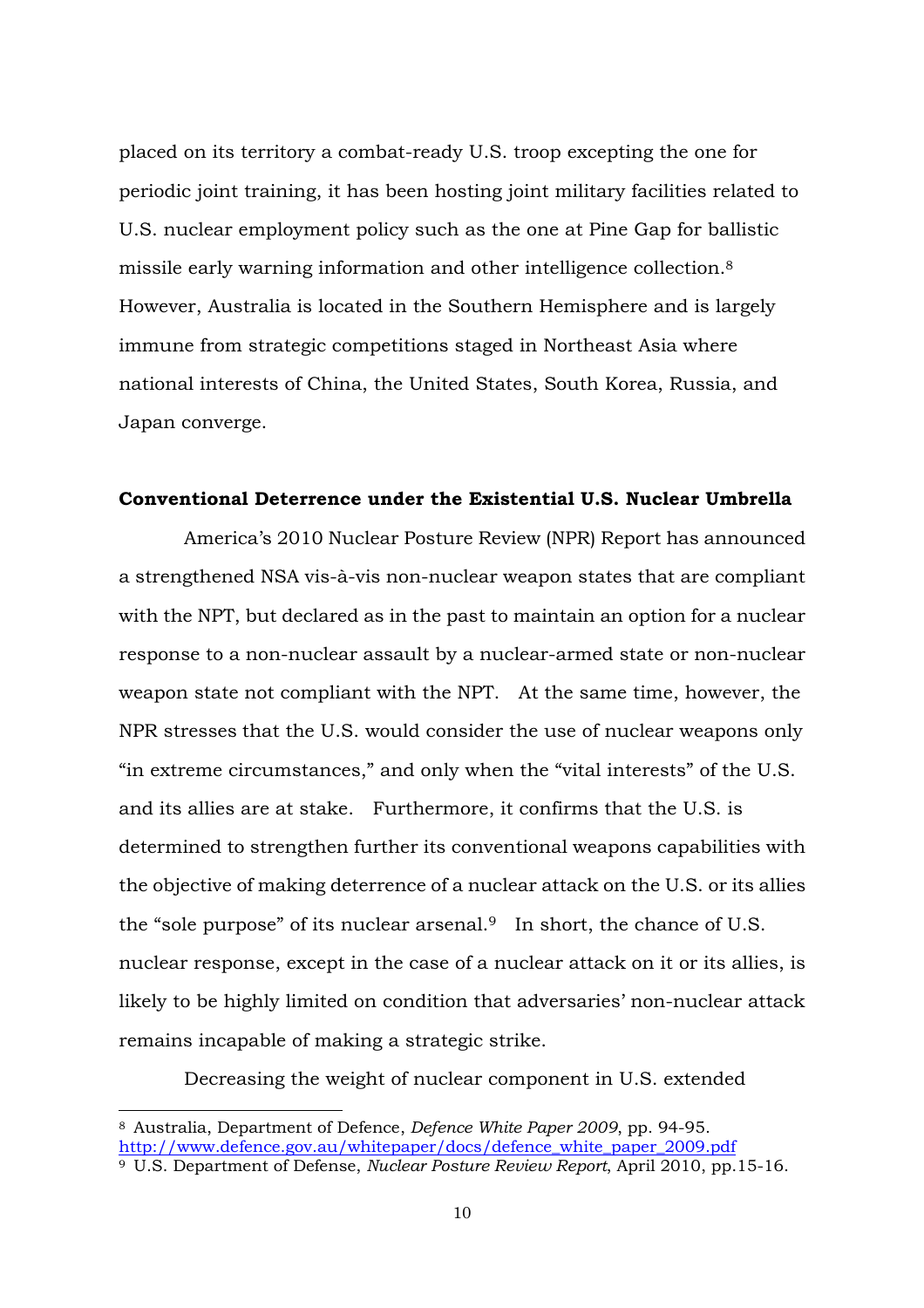placed on its territory a combat-ready U.S. troop excepting the one for periodic joint training, it has been hosting joint military facilities related to U.S. nuclear employment policy such as the one at Pine Gap for ballistic missile early warning information and other intelligence collection.[8] However, Australia is located in the Southern Hemisphere and is largely immune from strategic competitions staged in Northeast Asia where national interests of China, the United States, South Korea, Russia, and Japan converge.

## Conventional Deterrence under the Existential U.S. Nuclear Umbrella

America's 2010 Nuclear Posture Review (NPR) Report has announced a strengthened NSA vis-à-vis non-nuclear weapon states that are compliant with the NPT, but declared as in the past to maintain an option for a nuclear response to a non-nuclear assault by a nuclear-armed state or non-nuclear weapon state not compliant with the NPT. At the same time, however, the NPR stresses that the U.S. would consider the use of nuclear weapons only "in extreme circumstances," and only when the "vital interests" of the U.S. and its allies are at stake. Furthermore, it confirms that the U.S. is determined to strengthen further its conventional weapons capabilities with the objective of making deterrence of a nuclear attack on the U.S. or its allies the "sole purpose" of its nuclear arsenal.[9] In short, the chance of U.S. nuclear response, except in the case of a nuclear attack on it or its allies, is likely to be highly limited on condition that adversaries' non-nuclear attack remains incapable of making a strategic strike.

Decreasing the weight of nuclear component in U.S. extended

---

[8] Australia, Department of Defence, *Defence White Paper 2009*, pp. 94-95. http://www.defence.gov.au/whitepaper/docs/defence_white_paper_2009.pdf

[9] U.S. Department of Defense, *Nuclear Posture Review Report*, April 2010, pp.15-16.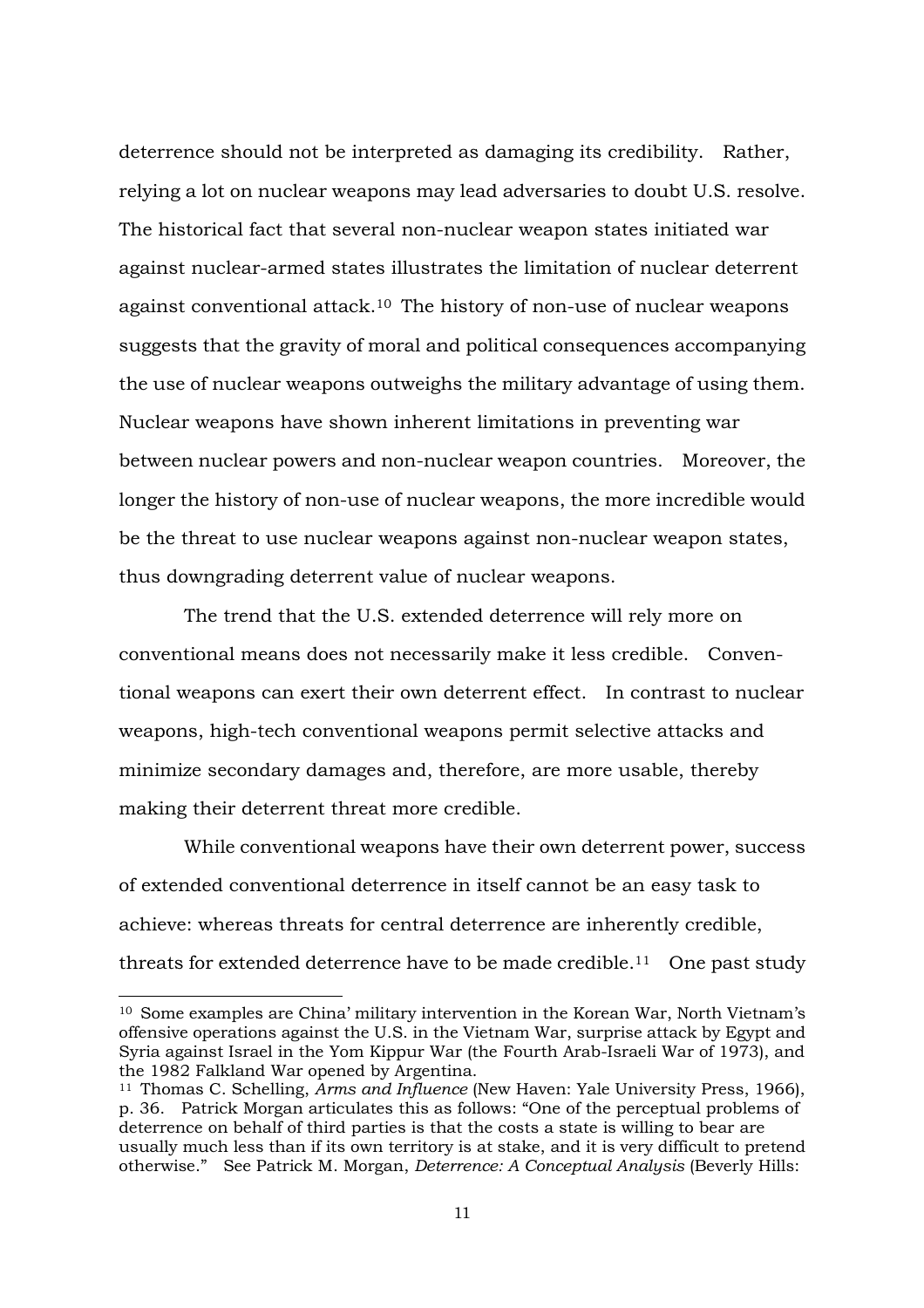deterrence should not be interpreted as damaging its credibility. Rather, relying a lot on nuclear weapons may lead adversaries to doubt U.S. resolve. The historical fact that several non-nuclear weapon states initiated war against nuclear-armed states illustrates the limitation of nuclear deterrent against conventional attack.[10] The history of non-use of nuclear weapons suggests that the gravity of moral and political consequences accompanying the use of nuclear weapons outweighs the military advantage of using them. Nuclear weapons have shown inherent limitations in preventing war between nuclear powers and non-nuclear weapon countries. Moreover, the longer the history of non-use of nuclear weapons, the more incredible would be the threat to use nuclear weapons against non-nuclear weapon states, thus downgrading deterrent value of nuclear weapons.

The trend that the U.S. extended deterrence will rely more on conventional means does not necessarily make it less credible. Conventional weapons can exert their own deterrent effect. In contrast to nuclear weapons, high-tech conventional weapons permit selective attacks and minimize secondary damages and, therefore, are more usable, thereby making their deterrent threat more credible.

While conventional weapons have their own deterrent power, success of extended conventional deterrence in itself cannot be an easy task to achieve: whereas threats for central deterrence are inherently credible, threats for extended deterrence have to be made credible.[11] One past study

---

[10] Some examples are China' military intervention in the Korean War, North Vietnam's offensive operations against the U.S. in the Vietnam War, surprise attack by Egypt and Syria against Israel in the Yom Kippur War (the Fourth Arab-Israeli War of 1973), and the 1982 Falkland War opened by Argentina.

[11] Thomas C. Schelling, *Arms and Influence* (New Haven: Yale University Press, 1966), p. 36. Patrick Morgan articulates this as follows: "One of the perceptual problems of deterrence on behalf of third parties is that the costs a state is willing to bear are usually much less than if its own territory is at stake, and it is very difficult to pretend otherwise." See Patrick M. Morgan, *Deterrence: A Conceptual Analysis* (Beverly Hills: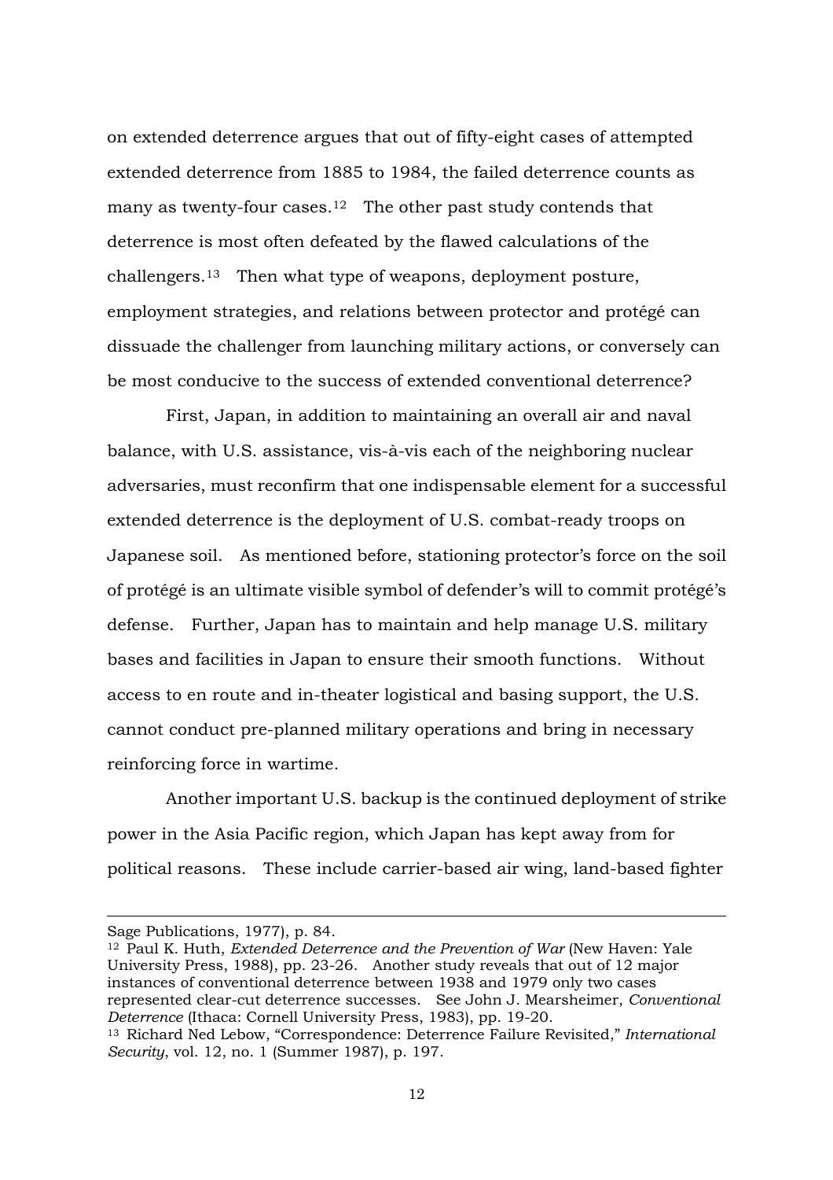on extended deterrence argues that out of fifty-eight cases of attempted extended deterrence from 1885 to 1984, the failed deterrence counts as many as twenty-four cases.[12] The other past study contends that deterrence is most often defeated by the flawed calculations of the challengers.[13] Then what type of weapons, deployment posture, employment strategies, and relations between protector and protégé can dissuade the challenger from launching military actions, or conversely can be most conducive to the success of extended conventional deterrence?

First, Japan, in addition to maintaining an overall air and naval balance, with U.S. assistance, vis-à-vis each of the neighboring nuclear adversaries, must reconfirm that one indispensable element for a successful extended deterrence is the deployment of U.S. combat-ready troops on Japanese soil. As mentioned before, stationing protector's force on the soil of protégé is an ultimate visible symbol of defender's will to commit protégé's defense. Further, Japan has to maintain and help manage U.S. military bases and facilities in Japan to ensure their smooth functions. Without access to en route and in-theater logistical and basing support, the U.S. cannot conduct pre-planned military operations and bring in necessary reinforcing force in wartime.

Another important U.S. backup is the continued deployment of strike power in the Asia Pacific region, which Japan has kept away from for political reasons. These include carrier-based air wing, land-based fighter

---

Sage Publications, 1977), p. 84.

[12] Paul K. Huth, *Extended Deterrence and the Prevention of War* (New Haven: Yale University Press, 1988), pp. 23-26. Another study reveals that out of 12 major instances of conventional deterrence between 1938 and 1979 only two cases represented clear-cut deterrence successes. See John J. Mearsheimer, *Conventional Deterrence* (Ithaca: Cornell University Press, 1983), pp. 19-20.

[13] Richard Ned Lebow, "Correspondence: Deterrence Failure Revisited," *International Security*, vol. 12, no. 1 (Summer 1987), p. 197.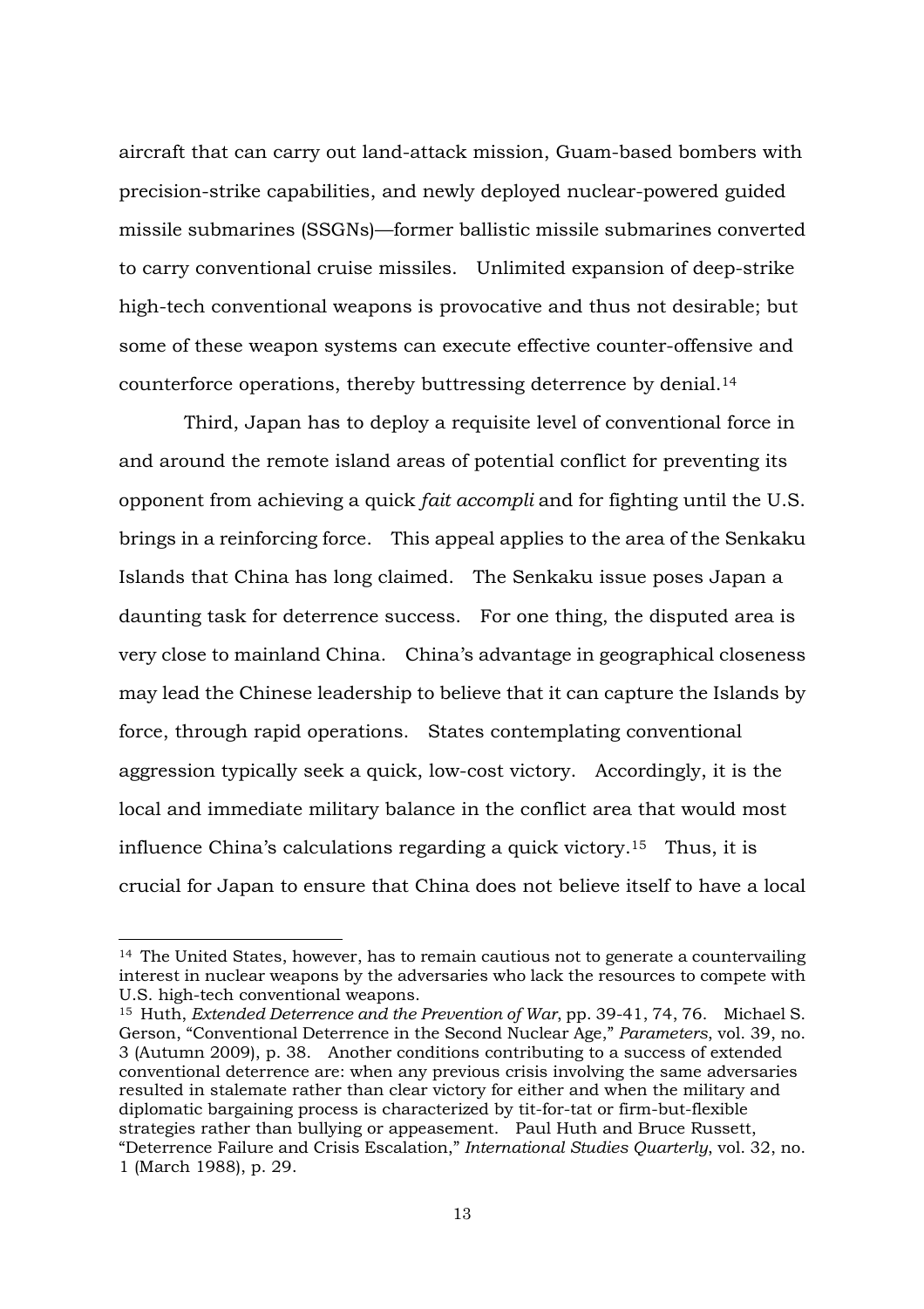aircraft that can carry out land-attack mission, Guam-based bombers with precision-strike capabilities, and newly deployed nuclear-powered guided missile submarines (SSGNs)—former ballistic missile submarines converted to carry conventional cruise missiles. Unlimited expansion of deep-strike high-tech conventional weapons is provocative and thus not desirable; but some of these weapon systems can execute effective counter-offensive and counterforce operations, thereby buttressing deterrence by denial.[14]

Third, Japan has to deploy a requisite level of conventional force in and around the remote island areas of potential conflict for preventing its opponent from achieving a quick *fait accompli* and for fighting until the U.S. brings in a reinforcing force. This appeal applies to the area of the Senkaku Islands that China has long claimed. The Senkaku issue poses Japan a daunting task for deterrence success. For one thing, the disputed area is very close to mainland China. China's advantage in geographical closeness may lead the Chinese leadership to believe that it can capture the Islands by force, through rapid operations. States contemplating conventional aggression typically seek a quick, low-cost victory. Accordingly, it is the local and immediate military balance in the conflict area that would most influence China's calculations regarding a quick victory.[15] Thus, it is crucial for Japan to ensure that China does not believe itself to have a local

---

[14] The United States, however, has to remain cautious not to generate a countervailing interest in nuclear weapons by the adversaries who lack the resources to compete with U.S. high-tech conventional weapons.

[15] Huth, *Extended Deterrence and the Prevention of War*, pp. 39-41, 74, 76. Michael S. Gerson, "Conventional Deterrence in the Second Nuclear Age," *Parameters*, vol. 39, no. 3 (Autumn 2009), p. 38. Another conditions contributing to a success of extended conventional deterrence are: when any previous crisis involving the same adversaries resulted in stalemate rather than clear victory for either and when the military and diplomatic bargaining process is characterized by tit-for-tat or firm-but-flexible strategies rather than bullying or appeasement. Paul Huth and Bruce Russett, "Deterrence Failure and Crisis Escalation," *International Studies Quarterly*, vol. 32, no. 1 (March 1988), p. 29.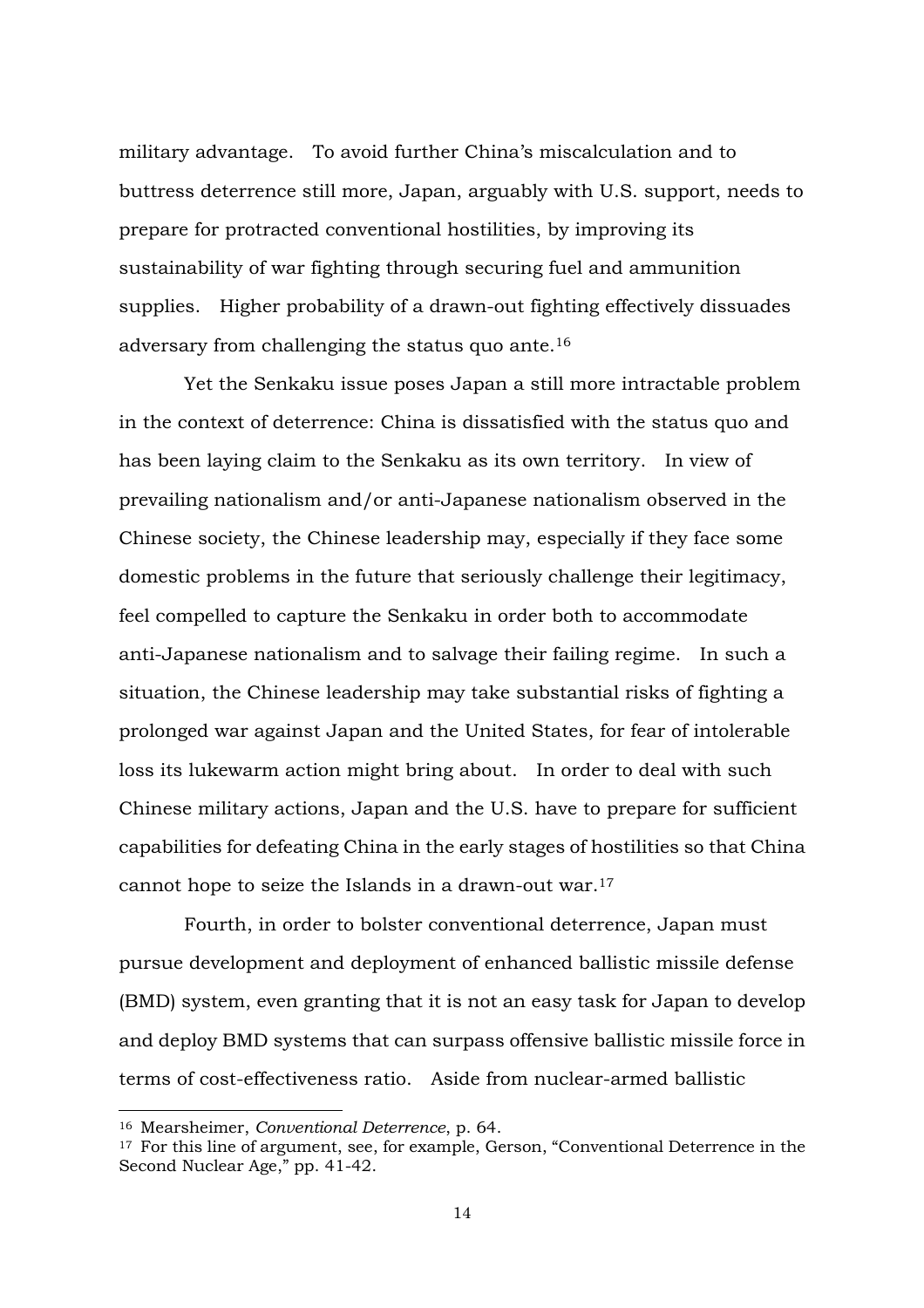military advantage. To avoid further China's miscalculation and to buttress deterrence still more, Japan, arguably with U.S. support, needs to prepare for protracted conventional hostilities, by improving its sustainability of war fighting through securing fuel and ammunition supplies. Higher probability of a drawn-out fighting effectively dissuades adversary from challenging the status quo ante.[16]

Yet the Senkaku issue poses Japan a still more intractable problem in the context of deterrence: China is dissatisfied with the status quo and has been laying claim to the Senkaku as its own territory. In view of prevailing nationalism and/or anti-Japanese nationalism observed in the Chinese society, the Chinese leadership may, especially if they face some domestic problems in the future that seriously challenge their legitimacy, feel compelled to capture the Senkaku in order both to accommodate anti-Japanese nationalism and to salvage their failing regime. In such a situation, the Chinese leadership may take substantial risks of fighting a prolonged war against Japan and the United States, for fear of intolerable loss its lukewarm action might bring about. In order to deal with such Chinese military actions, Japan and the U.S. have to prepare for sufficient capabilities for defeating China in the early stages of hostilities so that China cannot hope to seize the Islands in a drawn-out war.[17]

Fourth, in order to bolster conventional deterrence, Japan must pursue development and deployment of enhanced ballistic missile defense (BMD) system, even granting that it is not an easy task for Japan to develop and deploy BMD systems that can surpass offensive ballistic missile force in terms of cost-effectiveness ratio. Aside from nuclear-armed ballistic

---

[16] Mearsheimer, *Conventional Deterrence*, p. 64.

[17] For this line of argument, see, for example, Gerson, "Conventional Deterrence in the Second Nuclear Age," pp. 41-42.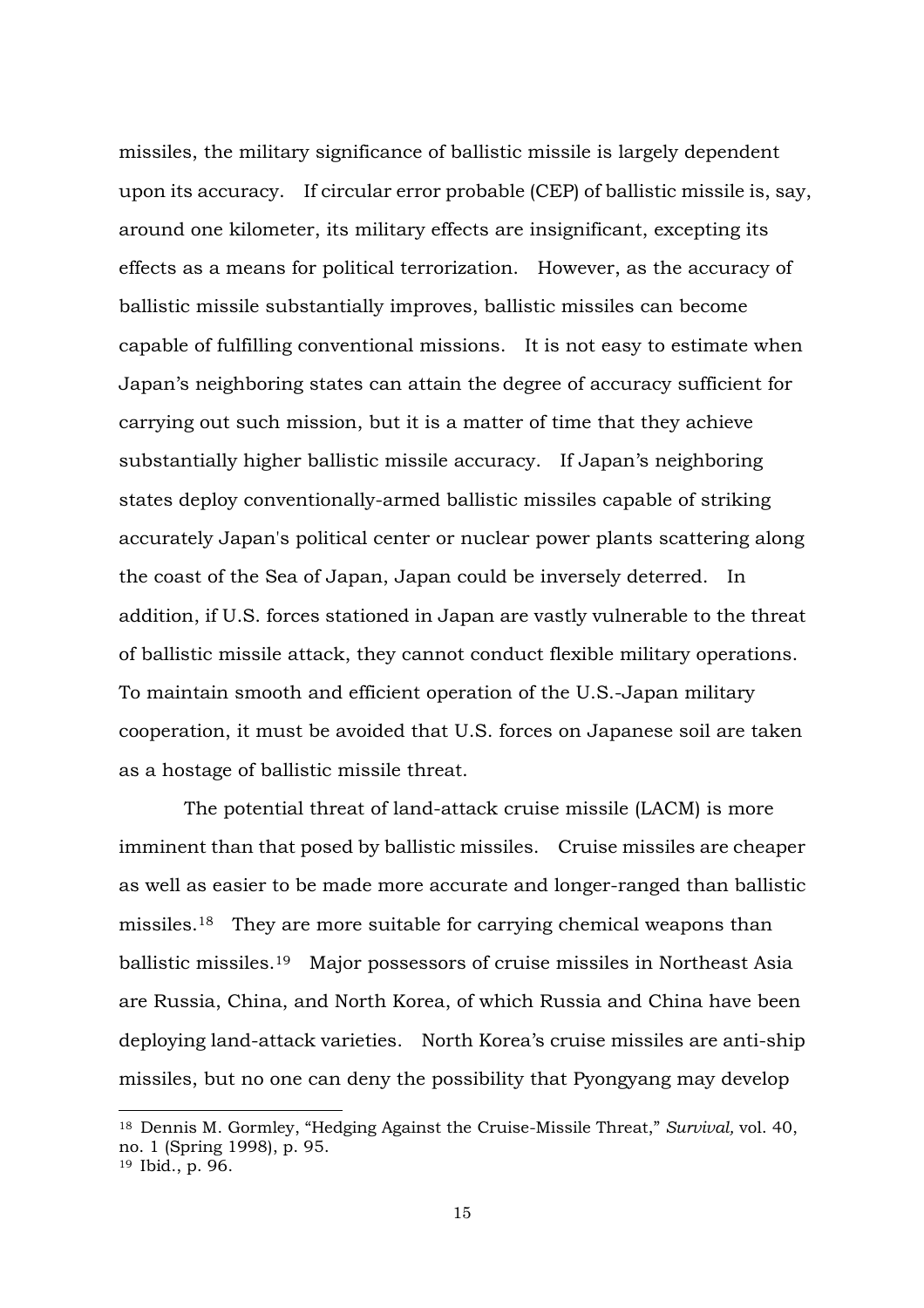missiles, the military significance of ballistic missile is largely dependent upon its accuracy. If circular error probable (CEP) of ballistic missile is, say, around one kilometer, its military effects are insignificant, excepting its effects as a means for political terrorization. However, as the accuracy of ballistic missile substantially improves, ballistic missiles can become capable of fulfilling conventional missions. It is not easy to estimate when Japan's neighboring states can attain the degree of accuracy sufficient for carrying out such mission, but it is a matter of time that they achieve substantially higher ballistic missile accuracy. If Japan's neighboring states deploy conventionally-armed ballistic missiles capable of striking accurately Japan's political center or nuclear power plants scattering along the coast of the Sea of Japan, Japan could be inversely deterred. In addition, if U.S. forces stationed in Japan are vastly vulnerable to the threat of ballistic missile attack, they cannot conduct flexible military operations. To maintain smooth and efficient operation of the U.S.-Japan military cooperation, it must be avoided that U.S. forces on Japanese soil are taken as a hostage of ballistic missile threat.

The potential threat of land-attack cruise missile (LACM) is more imminent than that posed by ballistic missiles. Cruise missiles are cheaper as well as easier to be made more accurate and longer-ranged than ballistic missiles.[18] They are more suitable for carrying chemical weapons than ballistic missiles.[19] Major possessors of cruise missiles in Northeast Asia are Russia, China, and North Korea, of which Russia and China have been deploying land-attack varieties. North Korea's cruise missiles are anti-ship missiles, but no one can deny the possibility that Pyongyang may develop

---

[18] Dennis M. Gormley, "Hedging Against the Cruise-Missile Threat," *Survival,* vol. 40, no. 1 (Spring 1998), p. 95.

[19] Ibid., p. 96.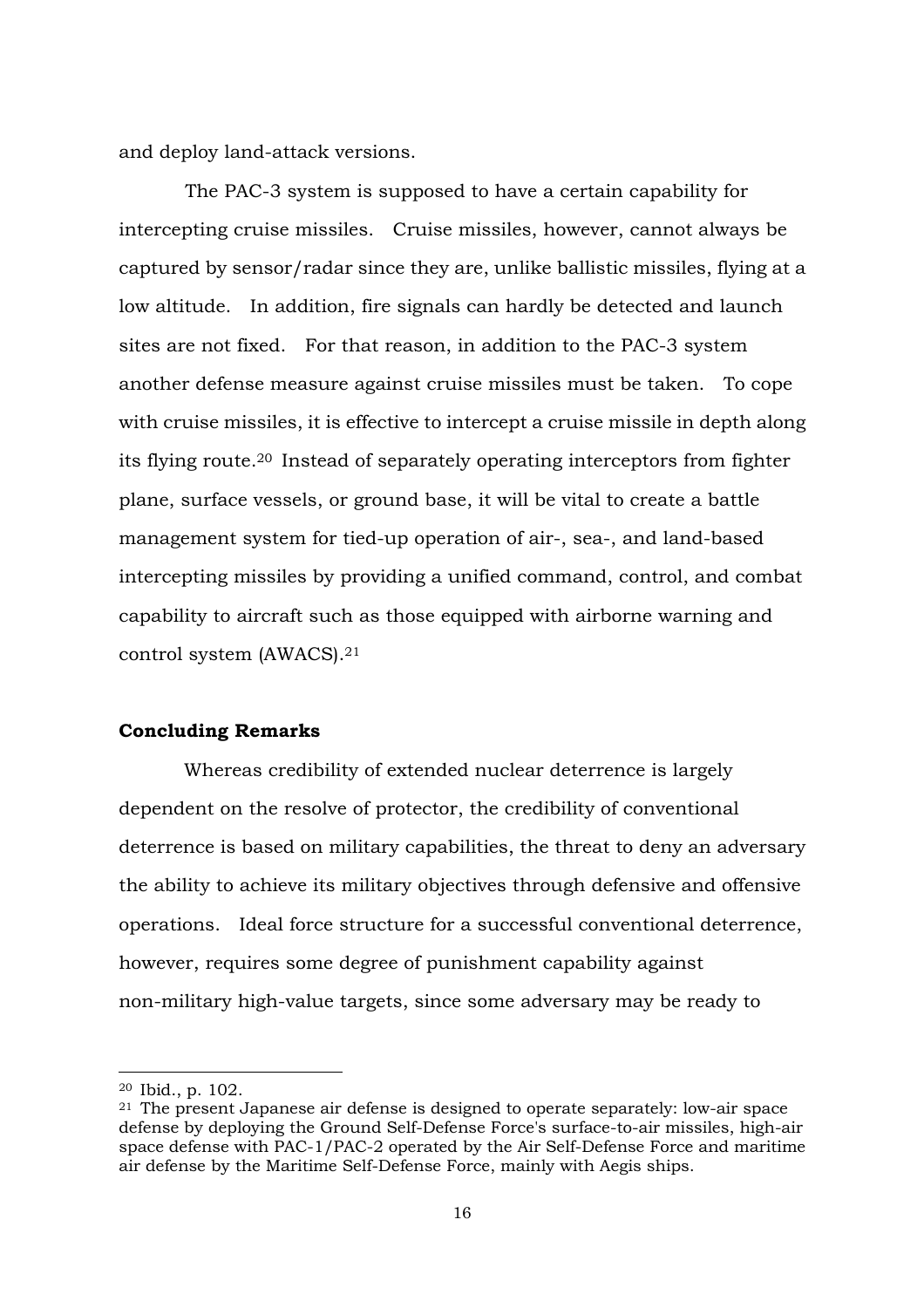and deploy land-attack versions.

The PAC-3 system is supposed to have a certain capability for intercepting cruise missiles. Cruise missiles, however, cannot always be captured by sensor/radar since they are, unlike ballistic missiles, flying at a low altitude. In addition, fire signals can hardly be detected and launch sites are not fixed. For that reason, in addition to the PAC-3 system another defense measure against cruise missiles must be taken. To cope with cruise missiles, it is effective to intercept a cruise missile in depth along its flying route.[20] Instead of separately operating interceptors from fighter plane, surface vessels, or ground base, it will be vital to create a battle management system for tied-up operation of air-, sea-, and land-based intercepting missiles by providing a unified command, control, and combat capability to aircraft such as those equipped with airborne warning and control system (AWACS).[21]

**Concluding Remarks**

Whereas credibility of extended nuclear deterrence is largely dependent on the resolve of protector, the credibility of conventional deterrence is based on military capabilities, the threat to deny an adversary the ability to achieve its military objectives through defensive and offensive operations. Ideal force structure for a successful conventional deterrence, however, requires some degree of punishment capability against non-military high-value targets, since some adversary may be ready to

---

[20] Ibid., p. 102.

[21] The present Japanese air defense is designed to operate separately: low-air space defense by deploying the Ground Self-Defense Force's surface-to-air missiles, high-air space defense with PAC-1/PAC-2 operated by the Air Self-Defense Force and maritime air defense by the Maritime Self-Defense Force, mainly with Aegis ships.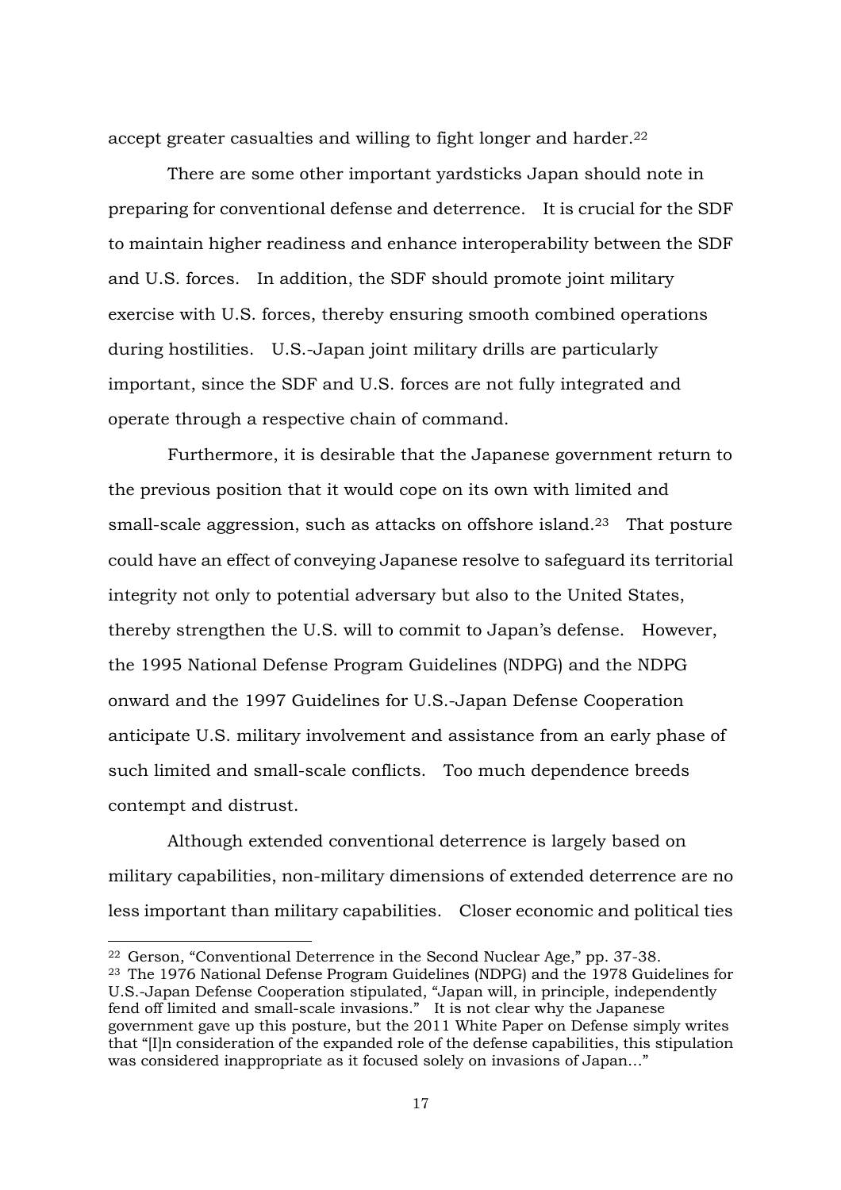accept greater casualties and willing to fight longer and harder.[22]

There are some other important yardsticks Japan should note in preparing for conventional defense and deterrence. It is crucial for the SDF to maintain higher readiness and enhance interoperability between the SDF and U.S. forces. In addition, the SDF should promote joint military exercise with U.S. forces, thereby ensuring smooth combined operations during hostilities. U.S.-Japan joint military drills are particularly important, since the SDF and U.S. forces are not fully integrated and operate through a respective chain of command.

Furthermore, it is desirable that the Japanese government return to the previous position that it would cope on its own with limited and small-scale aggression, such as attacks on offshore island.[23] That posture could have an effect of conveying Japanese resolve to safeguard its territorial integrity not only to potential adversary but also to the United States, thereby strengthen the U.S. will to commit to Japan's defense. However, the 1995 National Defense Program Guidelines (NDPG) and the NDPG onward and the 1997 Guidelines for U.S.-Japan Defense Cooperation anticipate U.S. military involvement and assistance from an early phase of such limited and small-scale conflicts. Too much dependence breeds contempt and distrust.

Although extended conventional deterrence is largely based on military capabilities, non-military dimensions of extended deterrence are no less important than military capabilities. Closer economic and political ties

---

[22] Gerson, "Conventional Deterrence in the Second Nuclear Age," pp. 37-38.

[23] The 1976 National Defense Program Guidelines (NDPG) and the 1978 Guidelines for U.S.-Japan Defense Cooperation stipulated, "Japan will, in principle, independently fend off limited and small-scale invasions." It is not clear why the Japanese government gave up this posture, but the 2011 White Paper on Defense simply writes that "[I]n consideration of the expanded role of the defense capabilities, this stipulation was considered inappropriate as it focused solely on invasions of Japan…"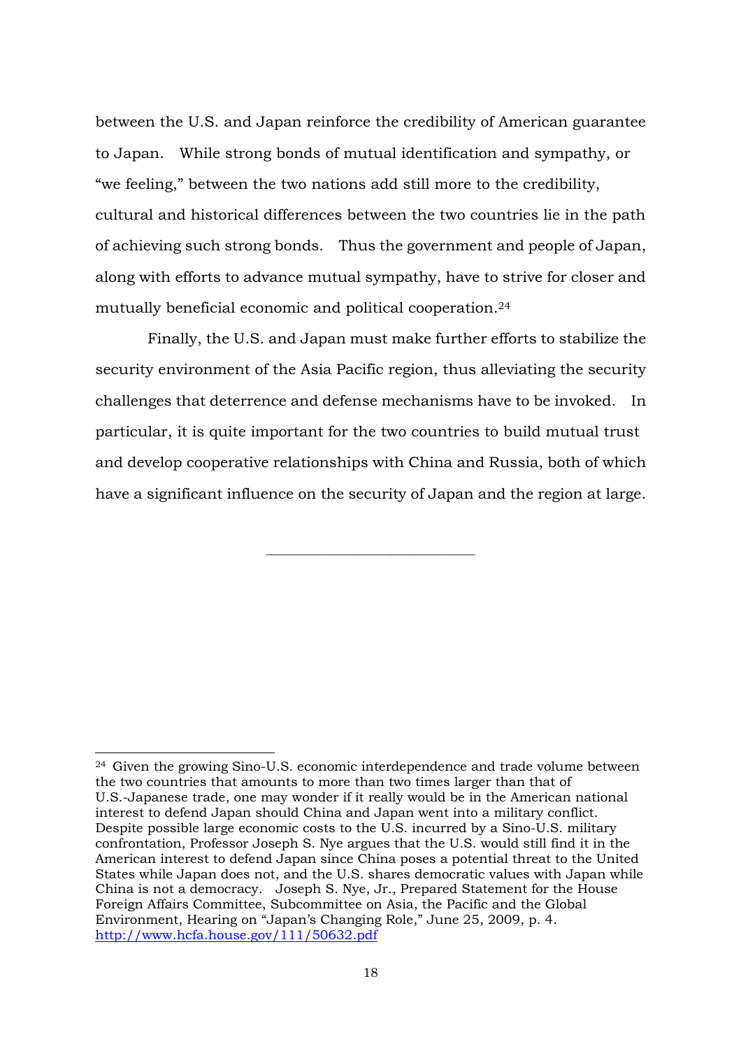between the U.S. and Japan reinforce the credibility of American guarantee to Japan. While strong bonds of mutual identification and sympathy, or "we feeling," between the two nations add still more to the credibility, cultural and historical differences between the two countries lie in the path of achieving such strong bonds. Thus the government and people of Japan, along with efforts to advance mutual sympathy, have to strive for closer and mutually beneficial economic and political cooperation.[24]

Finally, the U.S. and Japan must make further efforts to stabilize the security environment of the Asia Pacific region, thus alleviating the security challenges that deterrence and defense mechanisms have to be invoked. In particular, it is quite important for the two countries to build mutual trust and develop cooperative relationships with China and Russia, both of which have a significant influence on the security of Japan and the region at large.

---

[24] Given the growing Sino-U.S. economic interdependence and trade volume between the two countries that amounts to more than two times larger than that of U.S.-Japanese trade, one may wonder if it really would be in the American national interest to defend Japan should China and Japan went into a military conflict. Despite possible large economic costs to the U.S. incurred by a Sino-U.S. military confrontation, Professor Joseph S. Nye argues that the U.S. would still find it in the American interest to defend Japan since China poses a potential threat to the United States while Japan does not, and the U.S. shares democratic values with Japan while China is not a democracy. Joseph S. Nye, Jr., Prepared Statement for the House Foreign Affairs Committee, Subcommittee on Asia, the Pacific and the Global Environment, Hearing on "Japan's Changing Role," June 25, 2009, p. 4. http://www.hcfa.house.gov/111/50632.pdf